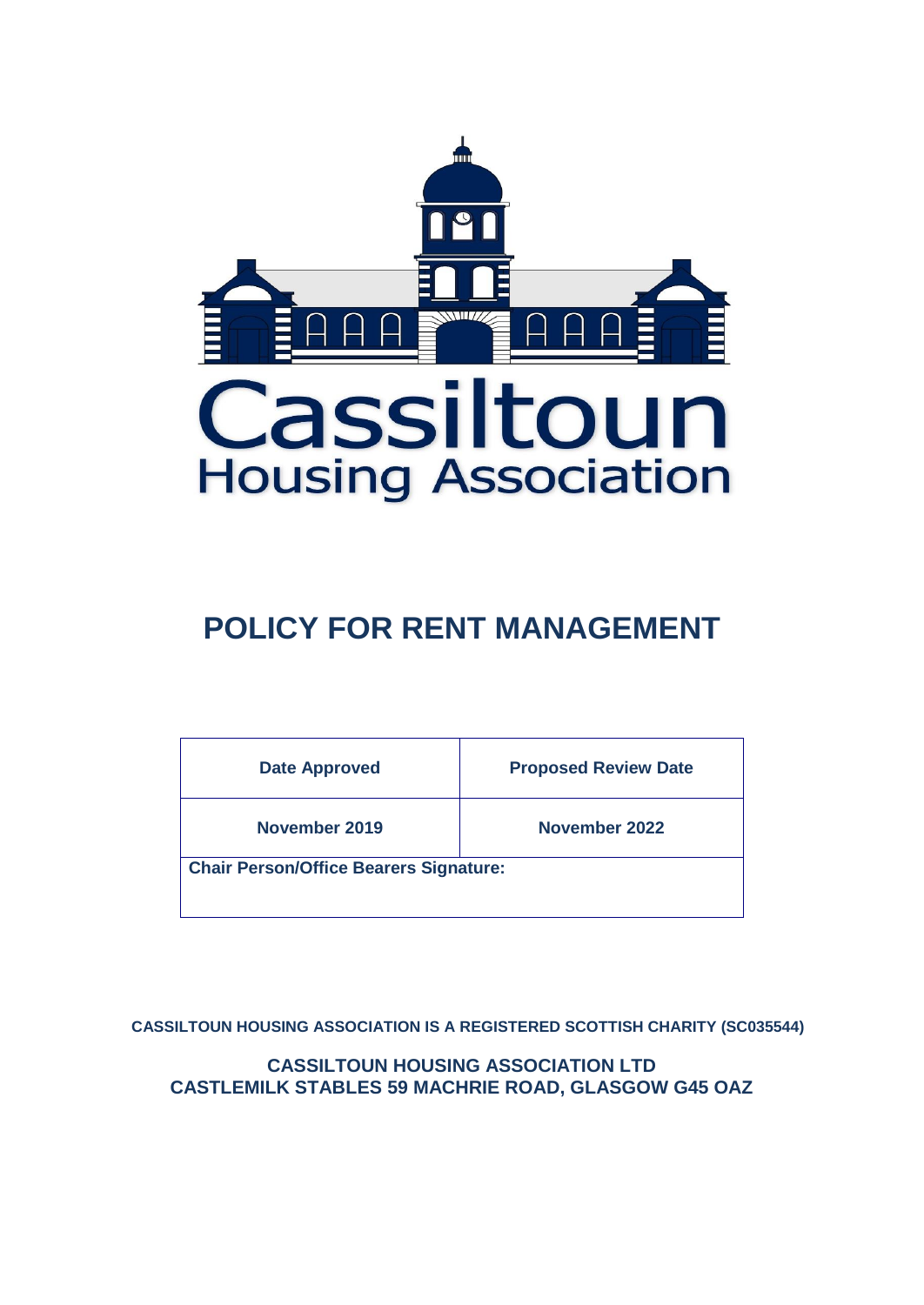Cassiltoun
Housing Association

# POLICY FOR RENT MANAGEMENT

| Date Approved | Proposed Review Date |
|---|---|
| November 2019 | November 2022 |
| Chair Person/Office Bearers Signature: | |

**CASSILTOUN HOUSING ASSOCIATION IS A REGISTERED SCOTTISH CHARITY (SC035544)**

**CASSILTOUN HOUSING ASSOCIATION LTD**
**CASTLEMILK STABLES 59 MACHRIE ROAD, GLASGOW G45 OAZ**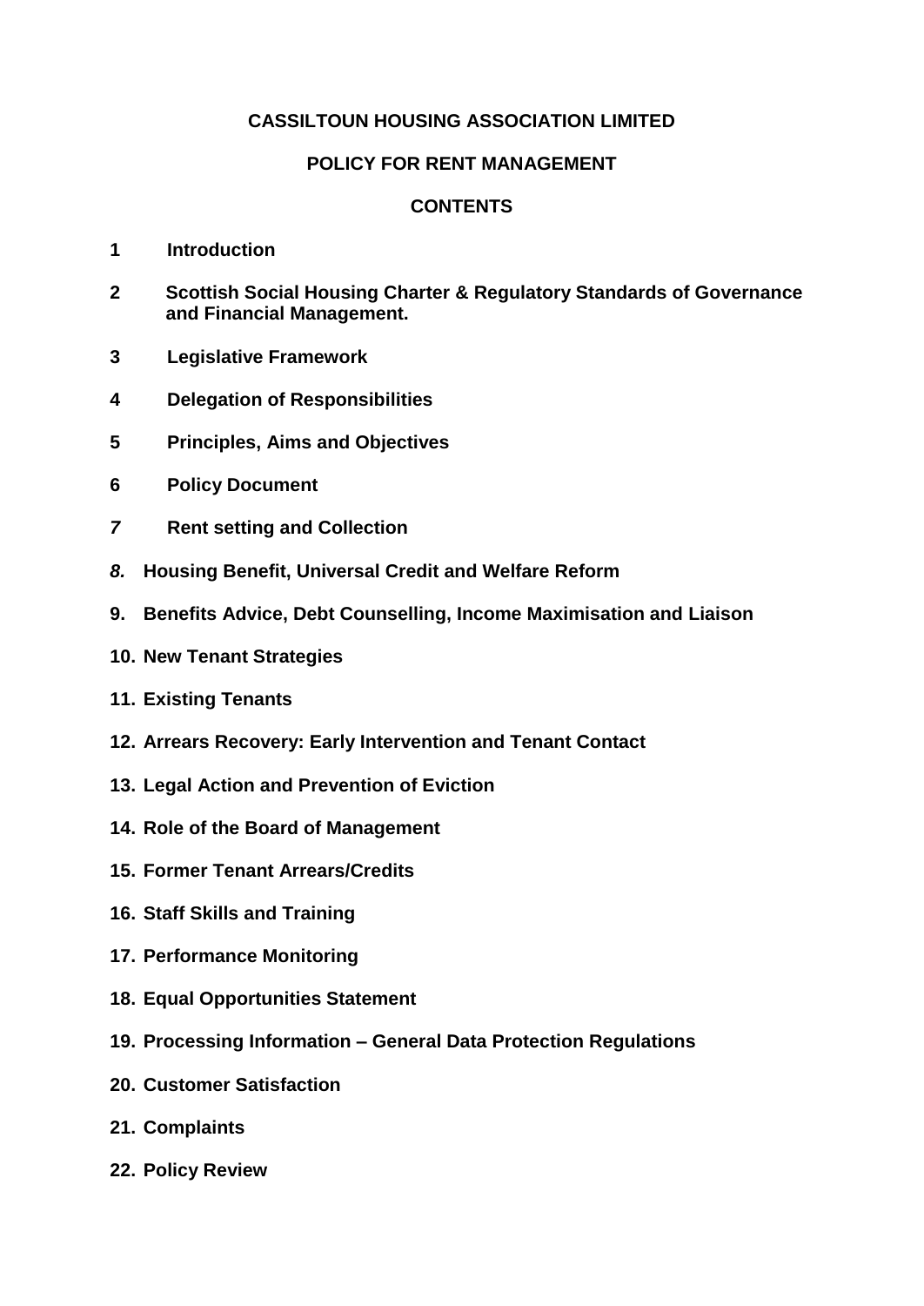**CASSILTOUN HOUSING ASSOCIATION LIMITED**

**POLICY FOR RENT MANAGEMENT**

**CONTENTS**

**1 Introduction**

**2 Scottish Social Housing Charter & Regulatory Standards of Governance and Financial Management.**

**3 Legislative Framework**

**4 Delegation of Responsibilities**

**5 Principles, Aims and Objectives**

**6 Policy Document**

***7*** **Rent setting and Collection**

***8.*** **Housing Benefit, Universal Credit and Welfare Reform**

**9. Benefits Advice, Debt Counselling, Income Maximisation and Liaison**

**10. New Tenant Strategies**

**11. Existing Tenants**

**12. Arrears Recovery: Early Intervention and Tenant Contact**

**13. Legal Action and Prevention of Eviction**

**14. Role of the Board of Management**

**15. Former Tenant Arrears/Credits**

**16. Staff Skills and Training**

**17. Performance Monitoring**

**18. Equal Opportunities Statement**

**19. Processing Information – General Data Protection Regulations**

**20. Customer Satisfaction**

**21. Complaints**

**22. Policy Review**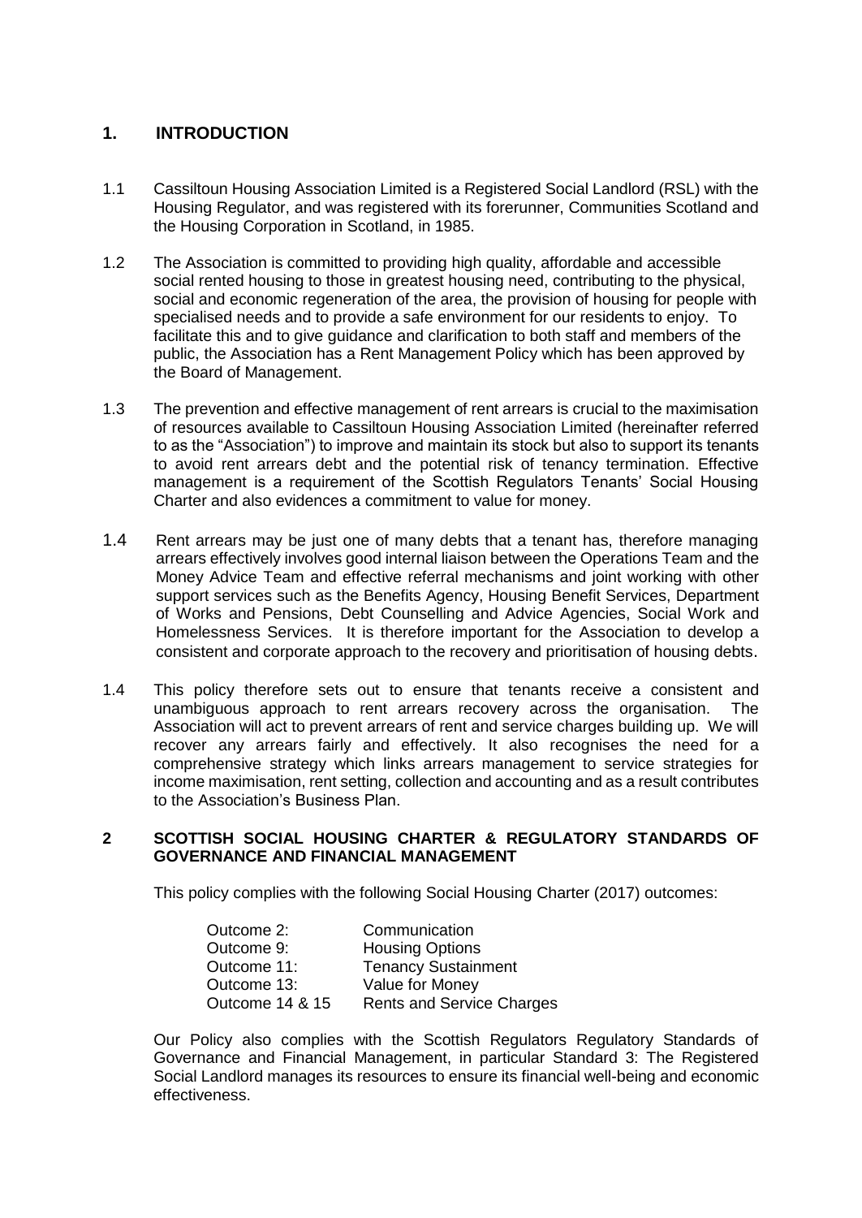## 1. INTRODUCTION

1.1 Cassiltoun Housing Association Limited is a Registered Social Landlord (RSL) with the Housing Regulator, and was registered with its forerunner, Communities Scotland and the Housing Corporation in Scotland, in 1985.

1.2 The Association is committed to providing high quality, affordable and accessible social rented housing to those in greatest housing need, contributing to the physical, social and economic regeneration of the area, the provision of housing for people with specialised needs and to provide a safe environment for our residents to enjoy. To facilitate this and to give guidance and clarification to both staff and members of the public, the Association has a Rent Management Policy which has been approved by the Board of Management.

1.3 The prevention and effective management of rent arrears is crucial to the maximisation of resources available to Cassiltoun Housing Association Limited (hereinafter referred to as the "Association") to improve and maintain its stock but also to support its tenants to avoid rent arrears debt and the potential risk of tenancy termination. Effective management is a requirement of the Scottish Regulators Tenants' Social Housing Charter and also evidences a commitment to value for money.

1.4 Rent arrears may be just one of many debts that a tenant has, therefore managing arrears effectively involves good internal liaison between the Operations Team and the Money Advice Team and effective referral mechanisms and joint working with other support services such as the Benefits Agency, Housing Benefit Services, Department of Works and Pensions, Debt Counselling and Advice Agencies, Social Work and Homelessness Services. It is therefore important for the Association to develop a consistent and corporate approach to the recovery and prioritisation of housing debts.

1.4 This policy therefore sets out to ensure that tenants receive a consistent and unambiguous approach to rent arrears recovery across the organisation. The Association will act to prevent arrears of rent and service charges building up. We will recover any arrears fairly and effectively. It also recognises the need for a comprehensive strategy which links arrears management to service strategies for income maximisation, rent setting, collection and accounting and as a result contributes to the Association's Business Plan.

## 2 SCOTTISH SOCIAL HOUSING CHARTER & REGULATORY STANDARDS OF GOVERNANCE AND FINANCIAL MANAGEMENT

This policy complies with the following Social Housing Charter (2017) outcomes:

| | |
|---|---|
| Outcome 2: | Communication |
| Outcome 9: | Housing Options |
| Outcome 11: | Tenancy Sustainment |
| Outcome 13: | Value for Money |
| Outcome 14 & 15 | Rents and Service Charges |

Our Policy also complies with the Scottish Regulators Regulatory Standards of Governance and Financial Management, in particular Standard 3: The Registered Social Landlord manages its resources to ensure its financial well-being and economic effectiveness.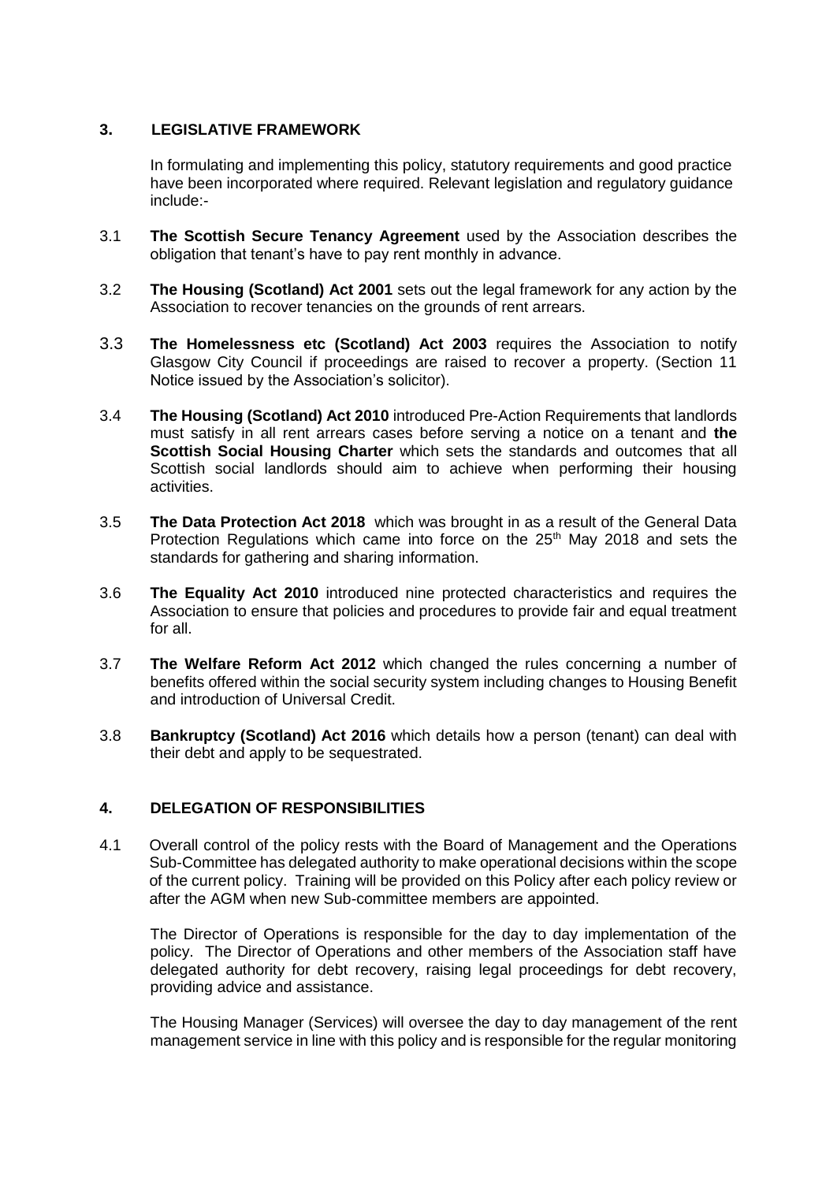## 3. LEGISLATIVE FRAMEWORK

In formulating and implementing this policy, statutory requirements and good practice have been incorporated where required. Relevant legislation and regulatory guidance include:-

3.1 **The Scottish Secure Tenancy Agreement** used by the Association describes the obligation that tenant's have to pay rent monthly in advance.

3.2 **The Housing (Scotland) Act 2001** sets out the legal framework for any action by the Association to recover tenancies on the grounds of rent arrears.

3.3 **The Homelessness etc (Scotland) Act 2003** requires the Association to notify Glasgow City Council if proceedings are raised to recover a property. (Section 11 Notice issued by the Association's solicitor).

3.4 **The Housing (Scotland) Act 2010** introduced Pre-Action Requirements that landlords must satisfy in all rent arrears cases before serving a notice on a tenant and **the Scottish Social Housing Charter** which sets the standards and outcomes that all Scottish social landlords should aim to achieve when performing their housing activities.

3.5 **The Data Protection Act 2018** which was brought in as a result of the General Data Protection Regulations which came into force on the 25th May 2018 and sets the standards for gathering and sharing information.

3.6 **The Equality Act 2010** introduced nine protected characteristics and requires the Association to ensure that policies and procedures to provide fair and equal treatment for all.

3.7 **The Welfare Reform Act 2012** which changed the rules concerning a number of benefits offered within the social security system including changes to Housing Benefit and introduction of Universal Credit.

3.8 **Bankruptcy (Scotland) Act 2016** which details how a person (tenant) can deal with their debt and apply to be sequestrated.

## 4. DELEGATION OF RESPONSIBILITIES

4.1 Overall control of the policy rests with the Board of Management and the Operations Sub-Committee has delegated authority to make operational decisions within the scope of the current policy. Training will be provided on this Policy after each policy review or after the AGM when new Sub-committee members are appointed.

The Director of Operations is responsible for the day to day implementation of the policy. The Director of Operations and other members of the Association staff have delegated authority for debt recovery, raising legal proceedings for debt recovery, providing advice and assistance.

The Housing Manager (Services) will oversee the day to day management of the rent management service in line with this policy and is responsible for the regular monitoring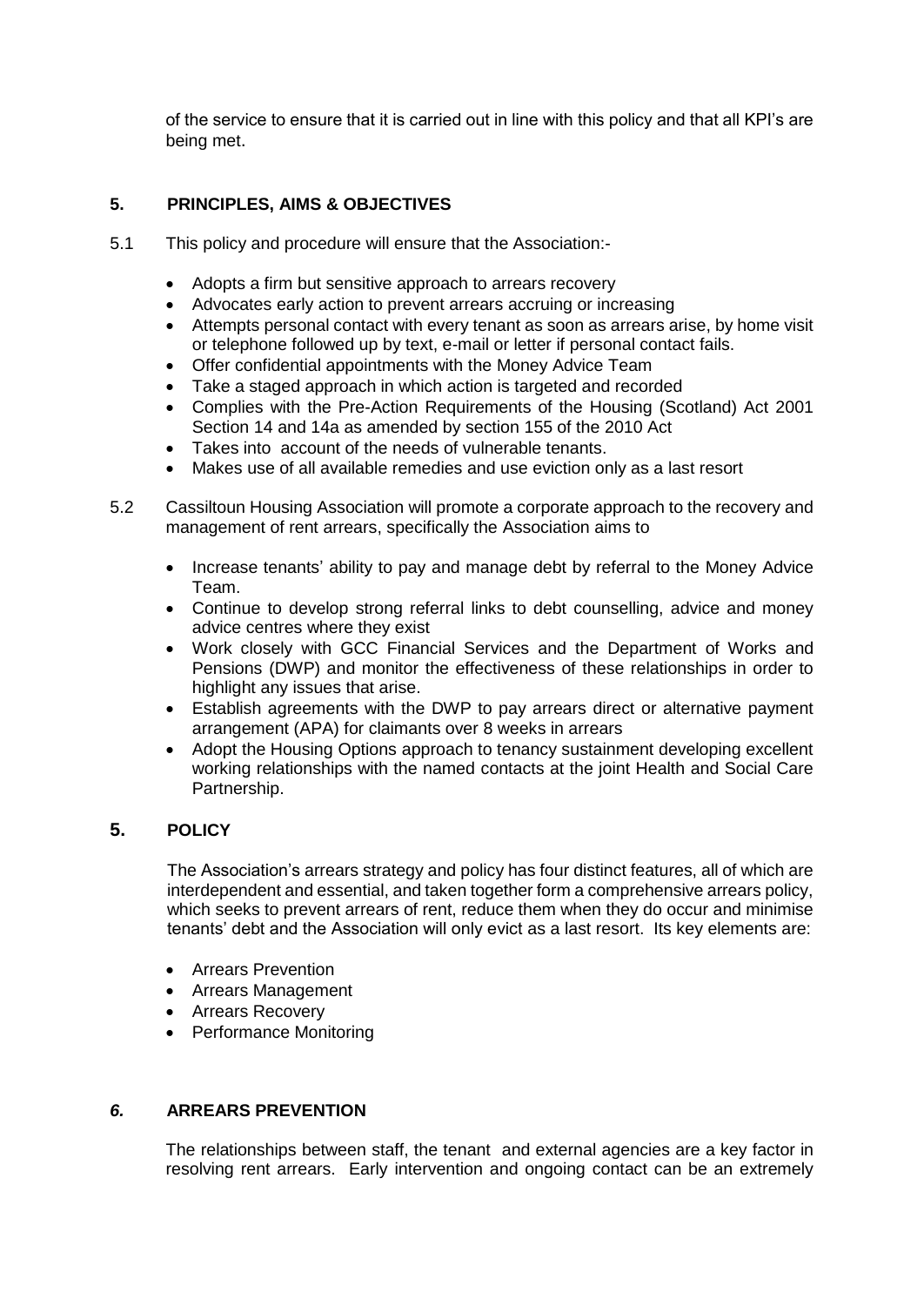of the service to ensure that it is carried out in line with this policy and that all KPI's are being met.

## 5. PRINCIPLES, AIMS & OBJECTIVES

5.1 This policy and procedure will ensure that the Association:-

- Adopts a firm but sensitive approach to arrears recovery
- Advocates early action to prevent arrears accruing or increasing
- Attempts personal contact with every tenant as soon as arrears arise, by home visit or telephone followed up by text, e-mail or letter if personal contact fails.
- Offer confidential appointments with the Money Advice Team
- Take a staged approach in which action is targeted and recorded
- Complies with the Pre-Action Requirements of the Housing (Scotland) Act 2001 Section 14 and 14a as amended by section 155 of the 2010 Act
- Takes into account of the needs of vulnerable tenants.
- Makes use of all available remedies and use eviction only as a last resort

5.2 Cassiltoun Housing Association will promote a corporate approach to the recovery and management of rent arrears, specifically the Association aims to

- Increase tenants' ability to pay and manage debt by referral to the Money Advice Team.
- Continue to develop strong referral links to debt counselling, advice and money advice centres where they exist
- Work closely with GCC Financial Services and the Department of Works and Pensions (DWP) and monitor the effectiveness of these relationships in order to highlight any issues that arise.
- Establish agreements with the DWP to pay arrears direct or alternative payment arrangement (APA) for claimants over 8 weeks in arrears
- Adopt the Housing Options approach to tenancy sustainment developing excellent working relationships with the named contacts at the joint Health and Social Care Partnership.

## 5. POLICY

The Association's arrears strategy and policy has four distinct features, all of which are interdependent and essential, and taken together form a comprehensive arrears policy, which seeks to prevent arrears of rent, reduce them when they do occur and minimise tenants' debt and the Association will only evict as a last resort. Its key elements are:

- Arrears Prevention
- Arrears Management
- Arrears Recovery
- Performance Monitoring

## *6.* ARREARS PREVENTION

The relationships between staff, the tenant and external agencies are a key factor in resolving rent arrears. Early intervention and ongoing contact can be an extremely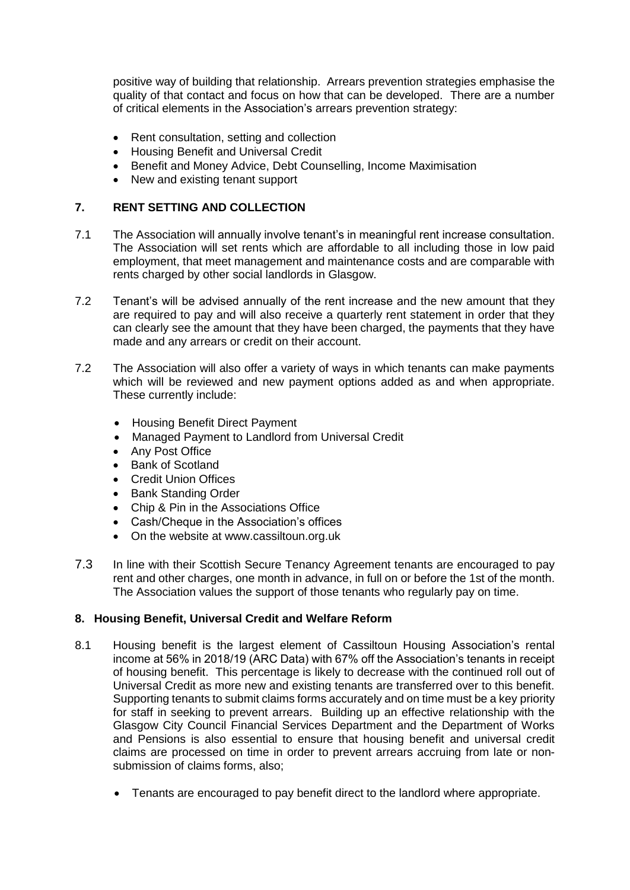positive way of building that relationship. Arrears prevention strategies emphasise the quality of that contact and focus on how that can be developed. There are a number of critical elements in the Association's arrears prevention strategy:

- Rent consultation, setting and collection
- Housing Benefit and Universal Credit
- Benefit and Money Advice, Debt Counselling, Income Maximisation
- New and existing tenant support

## 7. RENT SETTING AND COLLECTION

7.1 The Association will annually involve tenant's in meaningful rent increase consultation. The Association will set rents which are affordable to all including those in low paid employment, that meet management and maintenance costs and are comparable with rents charged by other social landlords in Glasgow.

7.2 Tenant's will be advised annually of the rent increase and the new amount that they are required to pay and will also receive a quarterly rent statement in order that they can clearly see the amount that they have been charged, the payments that they have made and any arrears or credit on their account.

7.2 The Association will also offer a variety of ways in which tenants can make payments which will be reviewed and new payment options added as and when appropriate. These currently include:

- Housing Benefit Direct Payment
- Managed Payment to Landlord from Universal Credit
- Any Post Office
- Bank of Scotland
- Credit Union Offices
- Bank Standing Order
- Chip & Pin in the Associations Office
- Cash/Cheque in the Association's offices
- On the website at www.cassiltoun.org.uk

7.3 In line with their Scottish Secure Tenancy Agreement tenants are encouraged to pay rent and other charges, one month in advance, in full on or before the 1st of the month. The Association values the support of those tenants who regularly pay on time.

## 8. Housing Benefit, Universal Credit and Welfare Reform

8.1 Housing benefit is the largest element of Cassiltoun Housing Association's rental income at 56% in 2018/19 (ARC Data) with 67% off the Association's tenants in receipt of housing benefit. This percentage is likely to decrease with the continued roll out of Universal Credit as more new and existing tenants are transferred over to this benefit. Supporting tenants to submit claims forms accurately and on time must be a key priority for staff in seeking to prevent arrears. Building up an effective relationship with the Glasgow City Council Financial Services Department and the Department of Works and Pensions is also essential to ensure that housing benefit and universal credit claims are processed on time in order to prevent arrears accruing from late or non-submission of claims forms, also;

- Tenants are encouraged to pay benefit direct to the landlord where appropriate.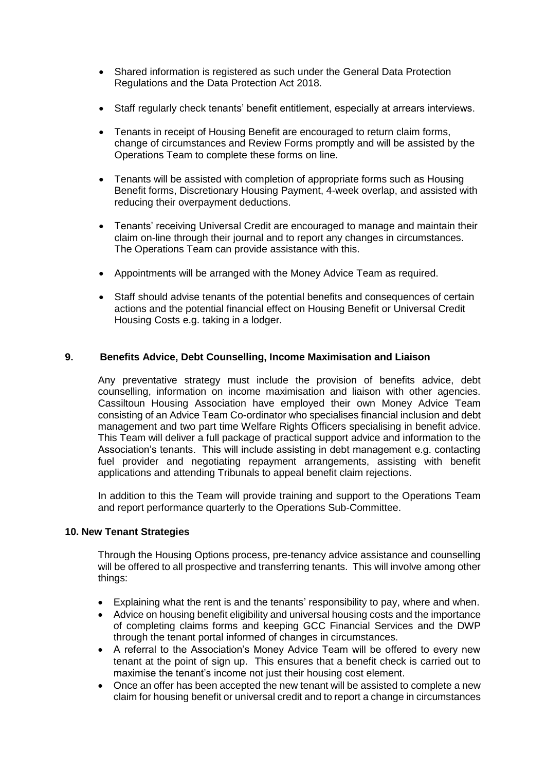- Shared information is registered as such under the General Data Protection Regulations and the Data Protection Act 2018.

- Staff regularly check tenants' benefit entitlement, especially at arrears interviews.

- Tenants in receipt of Housing Benefit are encouraged to return claim forms, change of circumstances and Review Forms promptly and will be assisted by the Operations Team to complete these forms on line.

- Tenants will be assisted with completion of appropriate forms such as Housing Benefit forms, Discretionary Housing Payment, 4-week overlap, and assisted with reducing their overpayment deductions.

- Tenants' receiving Universal Credit are encouraged to manage and maintain their claim on-line through their journal and to report any changes in circumstances. The Operations Team can provide assistance with this.

- Appointments will be arranged with the Money Advice Team as required.

- Staff should advise tenants of the potential benefits and consequences of certain actions and the potential financial effect on Housing Benefit or Universal Credit Housing Costs e.g. taking in a lodger.

## 9. Benefits Advice, Debt Counselling, Income Maximisation and Liaison

Any preventative strategy must include the provision of benefits advice, debt counselling, information on income maximisation and liaison with other agencies. Cassiltoun Housing Association have employed their own Money Advice Team consisting of an Advice Team Co-ordinator who specialises financial inclusion and debt management and two part time Welfare Rights Officers specialising in benefit advice. This Team will deliver a full package of practical support advice and information to the Association's tenants. This will include assisting in debt management e.g. contacting fuel provider and negotiating repayment arrangements, assisting with benefit applications and attending Tribunals to appeal benefit claim rejections.

In addition to this the Team will provide training and support to the Operations Team and report performance quarterly to the Operations Sub-Committee.

## 10. New Tenant Strategies

Through the Housing Options process, pre-tenancy advice assistance and counselling will be offered to all prospective and transferring tenants. This will involve among other things:

- Explaining what the rent is and the tenants' responsibility to pay, where and when.
- Advice on housing benefit eligibility and universal housing costs and the importance of completing claims forms and keeping GCC Financial Services and the DWP through the tenant portal informed of changes in circumstances.
- A referral to the Association's Money Advice Team will be offered to every new tenant at the point of sign up. This ensures that a benefit check is carried out to maximise the tenant's income not just their housing cost element.
- Once an offer has been accepted the new tenant will be assisted to complete a new claim for housing benefit or universal credit and to report a change in circumstances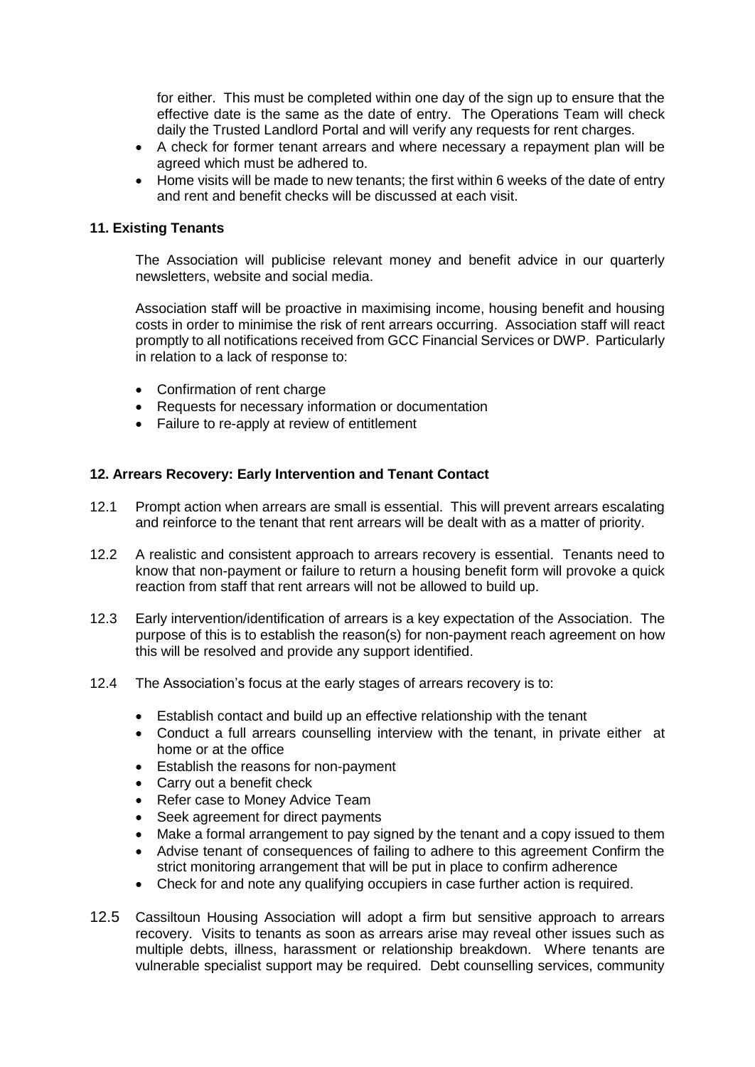for either. This must be completed within one day of the sign up to ensure that the effective date is the same as the date of entry. The Operations Team will check daily the Trusted Landlord Portal and will verify any requests for rent charges.

- A check for former tenant arrears and where necessary a repayment plan will be agreed which must be adhered to.
- Home visits will be made to new tenants; the first within 6 weeks of the date of entry and rent and benefit checks will be discussed at each visit.

## 11. Existing Tenants

The Association will publicise relevant money and benefit advice in our quarterly newsletters, website and social media.

Association staff will be proactive in maximising income, housing benefit and housing costs in order to minimise the risk of rent arrears occurring. Association staff will react promptly to all notifications received from GCC Financial Services or DWP. Particularly in relation to a lack of response to:

- Confirmation of rent charge
- Requests for necessary information or documentation
- Failure to re-apply at review of entitlement

## 12. Arrears Recovery: Early Intervention and Tenant Contact

12.1 Prompt action when arrears are small is essential. This will prevent arrears escalating and reinforce to the tenant that rent arrears will be dealt with as a matter of priority.

12.2 A realistic and consistent approach to arrears recovery is essential. Tenants need to know that non-payment or failure to return a housing benefit form will provoke a quick reaction from staff that rent arrears will not be allowed to build up.

12.3 Early intervention/identification of arrears is a key expectation of the Association. The purpose of this is to establish the reason(s) for non-payment reach agreement on how this will be resolved and provide any support identified.

12.4 The Association's focus at the early stages of arrears recovery is to:

- Establish contact and build up an effective relationship with the tenant
- Conduct a full arrears counselling interview with the tenant, in private either at home or at the office
- Establish the reasons for non-payment
- Carry out a benefit check
- Refer case to Money Advice Team
- Seek agreement for direct payments
- Make a formal arrangement to pay signed by the tenant and a copy issued to them
- Advise tenant of consequences of failing to adhere to this agreement Confirm the strict monitoring arrangement that will be put in place to confirm adherence
- Check for and note any qualifying occupiers in case further action is required.

12.5 Cassiltoun Housing Association will adopt a firm but sensitive approach to arrears recovery. Visits to tenants as soon as arrears arise may reveal other issues such as multiple debts, illness, harassment or relationship breakdown. Where tenants are vulnerable specialist support may be required. Debt counselling services, community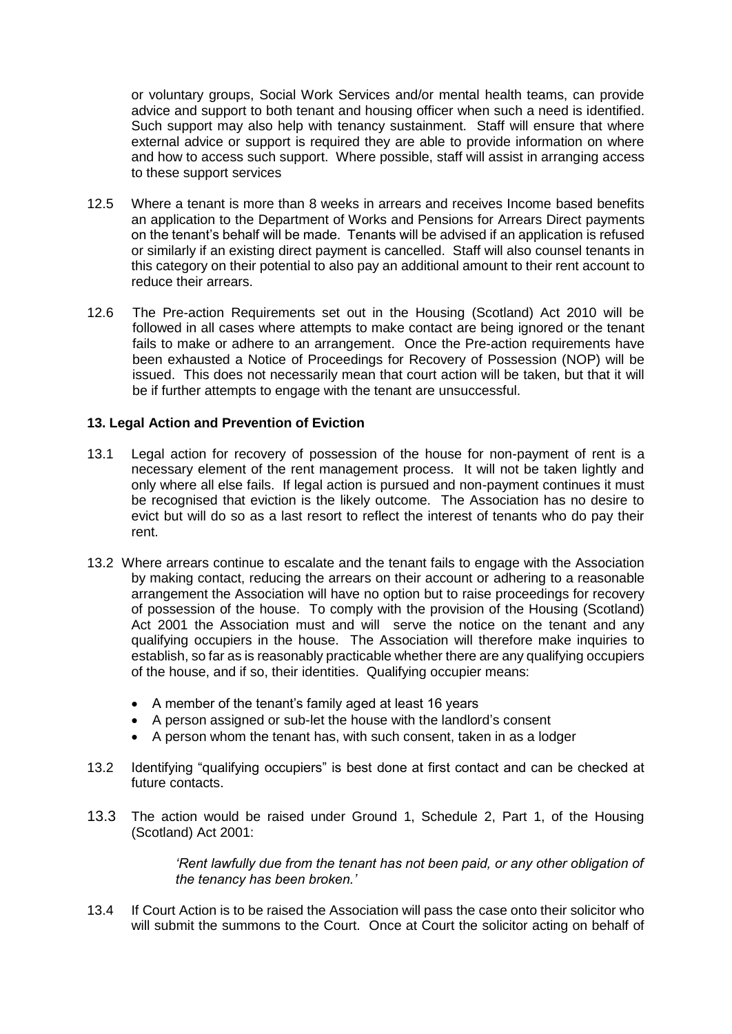or voluntary groups, Social Work Services and/or mental health teams, can provide advice and support to both tenant and housing officer when such a need is identified. Such support may also help with tenancy sustainment. Staff will ensure that where external advice or support is required they are able to provide information on where and how to access such support. Where possible, staff will assist in arranging access to these support services

12.5 Where a tenant is more than 8 weeks in arrears and receives Income based benefits an application to the Department of Works and Pensions for Arrears Direct payments on the tenant's behalf will be made. Tenants will be advised if an application is refused or similarly if an existing direct payment is cancelled. Staff will also counsel tenants in this category on their potential to also pay an additional amount to their rent account to reduce their arrears.

12.6 The Pre-action Requirements set out in the Housing (Scotland) Act 2010 will be followed in all cases where attempts to make contact are being ignored or the tenant fails to make or adhere to an arrangement. Once the Pre-action requirements have been exhausted a Notice of Proceedings for Recovery of Possession (NOP) will be issued. This does not necessarily mean that court action will be taken, but that it will be if further attempts to engage with the tenant are unsuccessful.

## 13. Legal Action and Prevention of Eviction

13.1 Legal action for recovery of possession of the house for non-payment of rent is a necessary element of the rent management process. It will not be taken lightly and only where all else fails. If legal action is pursued and non-payment continues it must be recognised that eviction is the likely outcome. The Association has no desire to evict but will do so as a last resort to reflect the interest of tenants who do pay their rent.

13.2 Where arrears continue to escalate and the tenant fails to engage with the Association by making contact, reducing the arrears on their account or adhering to a reasonable arrangement the Association will have no option but to raise proceedings for recovery of possession of the house. To comply with the provision of the Housing (Scotland) Act 2001 the Association must and will serve the notice on the tenant and any qualifying occupiers in the house. The Association will therefore make inquiries to establish, so far as is reasonably practicable whether there are any qualifying occupiers of the house, and if so, their identities. Qualifying occupier means:

- A member of the tenant's family aged at least 16 years
- A person assigned or sub-let the house with the landlord's consent
- A person whom the tenant has, with such consent, taken in as a lodger

13.2 Identifying "qualifying occupiers" is best done at first contact and can be checked at future contacts.

13.3 The action would be raised under Ground 1, Schedule 2, Part 1, of the Housing (Scotland) Act 2001:

> *'Rent lawfully due from the tenant has not been paid, or any other obligation of the tenancy has been broken.'*

13.4 If Court Action is to be raised the Association will pass the case onto their solicitor who will submit the summons to the Court. Once at Court the solicitor acting on behalf of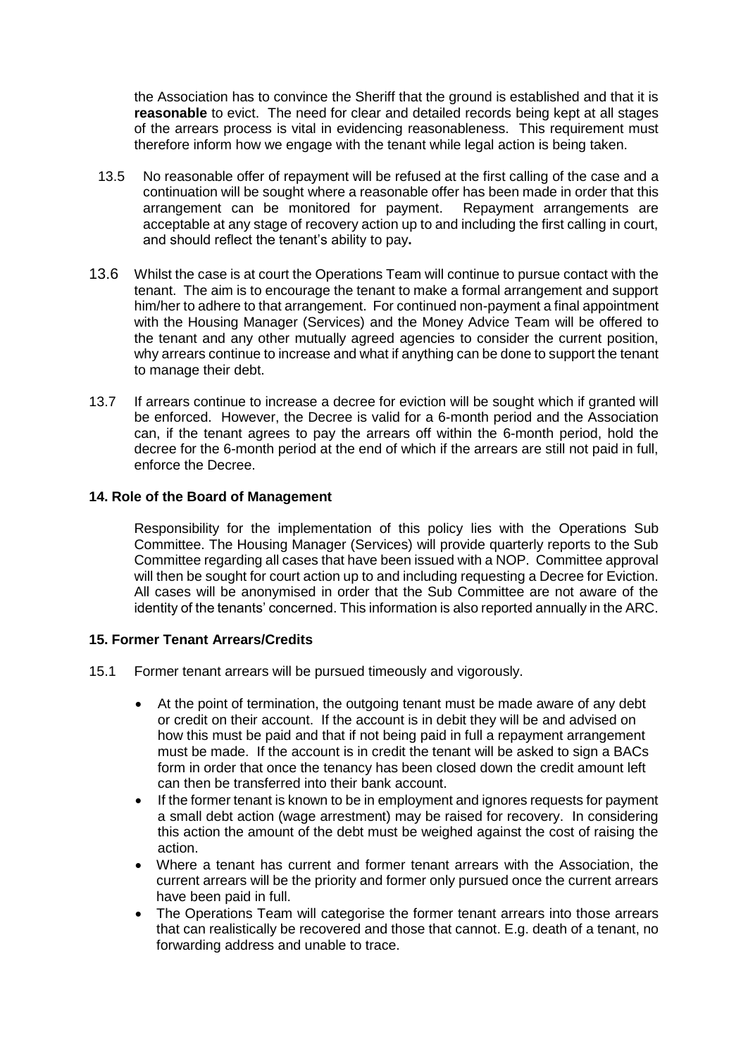the Association has to convince the Sheriff that the ground is established and that it is **reasonable** to evict. The need for clear and detailed records being kept at all stages of the arrears process is vital in evidencing reasonableness. This requirement must therefore inform how we engage with the tenant while legal action is being taken.

13.5 No reasonable offer of repayment will be refused at the first calling of the case and a continuation will be sought where a reasonable offer has been made in order that this arrangement can be monitored for payment. Repayment arrangements are acceptable at any stage of recovery action up to and including the first calling in court, and should reflect the tenant's ability to pay**.**

13.6 Whilst the case is at court the Operations Team will continue to pursue contact with the tenant. The aim is to encourage the tenant to make a formal arrangement and support him/her to adhere to that arrangement. For continued non-payment a final appointment with the Housing Manager (Services) and the Money Advice Team will be offered to the tenant and any other mutually agreed agencies to consider the current position, why arrears continue to increase and what if anything can be done to support the tenant to manage their debt.

13.7 If arrears continue to increase a decree for eviction will be sought which if granted will be enforced. However, the Decree is valid for a 6-month period and the Association can, if the tenant agrees to pay the arrears off within the 6-month period, hold the decree for the 6-month period at the end of which if the arrears are still not paid in full, enforce the Decree.

## 14. Role of the Board of Management

Responsibility for the implementation of this policy lies with the Operations Sub Committee. The Housing Manager (Services) will provide quarterly reports to the Sub Committee regarding all cases that have been issued with a NOP. Committee approval will then be sought for court action up to and including requesting a Decree for Eviction. All cases will be anonymised in order that the Sub Committee are not aware of the identity of the tenants' concerned. This information is also reported annually in the ARC.

## 15. Former Tenant Arrears/Credits

15.1 Former tenant arrears will be pursued timeously and vigorously.

- At the point of termination, the outgoing tenant must be made aware of any debt or credit on their account. If the account is in debit they will be and advised on how this must be paid and that if not being paid in full a repayment arrangement must be made. If the account is in credit the tenant will be asked to sign a BACs form in order that once the tenancy has been closed down the credit amount left can then be transferred into their bank account.
- If the former tenant is known to be in employment and ignores requests for payment a small debt action (wage arrestment) may be raised for recovery. In considering this action the amount of the debt must be weighed against the cost of raising the action.
- Where a tenant has current and former tenant arrears with the Association, the current arrears will be the priority and former only pursued once the current arrears have been paid in full.
- The Operations Team will categorise the former tenant arrears into those arrears that can realistically be recovered and those that cannot. E.g. death of a tenant, no forwarding address and unable to trace.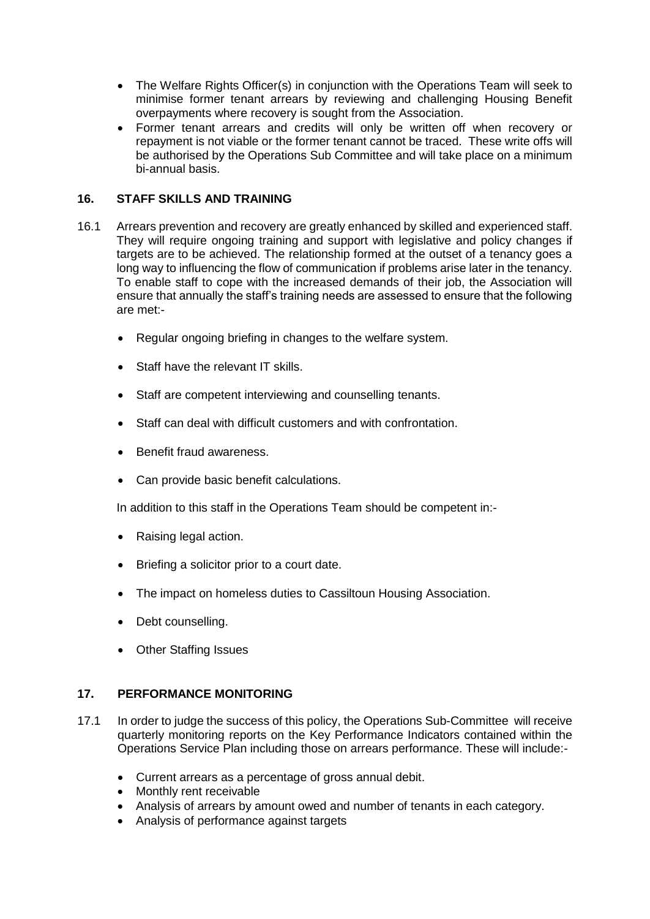- The Welfare Rights Officer(s) in conjunction with the Operations Team will seek to minimise former tenant arrears by reviewing and challenging Housing Benefit overpayments where recovery is sought from the Association.
- Former tenant arrears and credits will only be written off when recovery or repayment is not viable or the former tenant cannot be traced. These write offs will be authorised by the Operations Sub Committee and will take place on a minimum bi-annual basis.

## 16. STAFF SKILLS AND TRAINING

16.1 Arrears prevention and recovery are greatly enhanced by skilled and experienced staff. They will require ongoing training and support with legislative and policy changes if targets are to be achieved. The relationship formed at the outset of a tenancy goes a long way to influencing the flow of communication if problems arise later in the tenancy. To enable staff to cope with the increased demands of their job, the Association will ensure that annually the staff's training needs are assessed to ensure that the following are met:-

- Regular ongoing briefing in changes to the welfare system.
- Staff have the relevant IT skills.
- Staff are competent interviewing and counselling tenants.
- Staff can deal with difficult customers and with confrontation.
- Benefit fraud awareness.
- Can provide basic benefit calculations.

In addition to this staff in the Operations Team should be competent in:-

- Raising legal action.
- Briefing a solicitor prior to a court date.
- The impact on homeless duties to Cassiltoun Housing Association.
- Debt counselling.
- Other Staffing Issues

## 17. PERFORMANCE MONITORING

17.1 In order to judge the success of this policy, the Operations Sub-Committee will receive quarterly monitoring reports on the Key Performance Indicators contained within the Operations Service Plan including those on arrears performance. These will include:-

- Current arrears as a percentage of gross annual debit.
- Monthly rent receivable
- Analysis of arrears by amount owed and number of tenants in each category.
- Analysis of performance against targets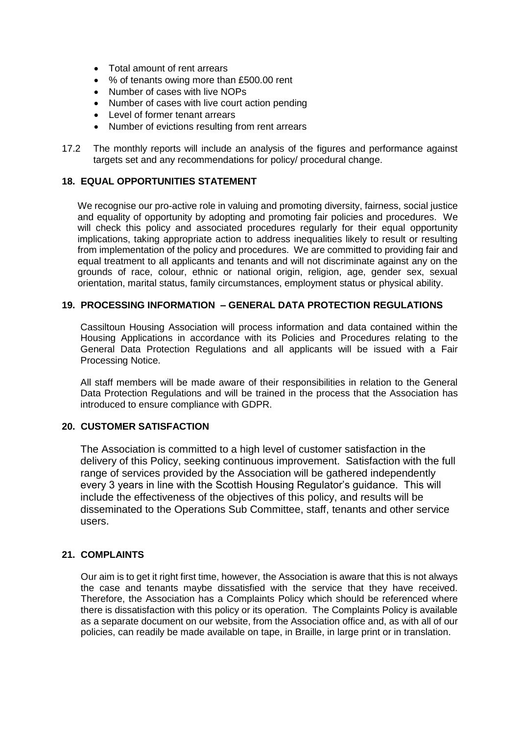- Total amount of rent arrears
- % of tenants owing more than £500.00 rent
- Number of cases with live NOPs
- Number of cases with live court action pending
- Level of former tenant arrears
- Number of evictions resulting from rent arrears

17.2 The monthly reports will include an analysis of the figures and performance against targets set and any recommendations for policy/ procedural change.

## 18. EQUAL OPPORTUNITIES STATEMENT

We recognise our pro-active role in valuing and promoting diversity, fairness, social justice and equality of opportunity by adopting and promoting fair policies and procedures. We will check this policy and associated procedures regularly for their equal opportunity implications, taking appropriate action to address inequalities likely to result or resulting from implementation of the policy and procedures. We are committed to providing fair and equal treatment to all applicants and tenants and will not discriminate against any on the grounds of race, colour, ethnic or national origin, religion, age, gender sex, sexual orientation, marital status, family circumstances, employment status or physical ability.

## 19. PROCESSING INFORMATION – GENERAL DATA PROTECTION REGULATIONS

Cassiltoun Housing Association will process information and data contained within the Housing Applications in accordance with its Policies and Procedures relating to the General Data Protection Regulations and all applicants will be issued with a Fair Processing Notice.

All staff members will be made aware of their responsibilities in relation to the General Data Protection Regulations and will be trained in the process that the Association has introduced to ensure compliance with GDPR.

## 20. CUSTOMER SATISFACTION

The Association is committed to a high level of customer satisfaction in the delivery of this Policy, seeking continuous improvement. Satisfaction with the full range of services provided by the Association will be gathered independently every 3 years in line with the Scottish Housing Regulator's guidance. This will include the effectiveness of the objectives of this policy, and results will be disseminated to the Operations Sub Committee, staff, tenants and other service users.

## 21. COMPLAINTS

Our aim is to get it right first time, however, the Association is aware that this is not always the case and tenants maybe dissatisfied with the service that they have received. Therefore, the Association has a Complaints Policy which should be referenced where there is dissatisfaction with this policy or its operation. The Complaints Policy is available as a separate document on our website, from the Association office and, as with all of our policies, can readily be made available on tape, in Braille, in large print or in translation.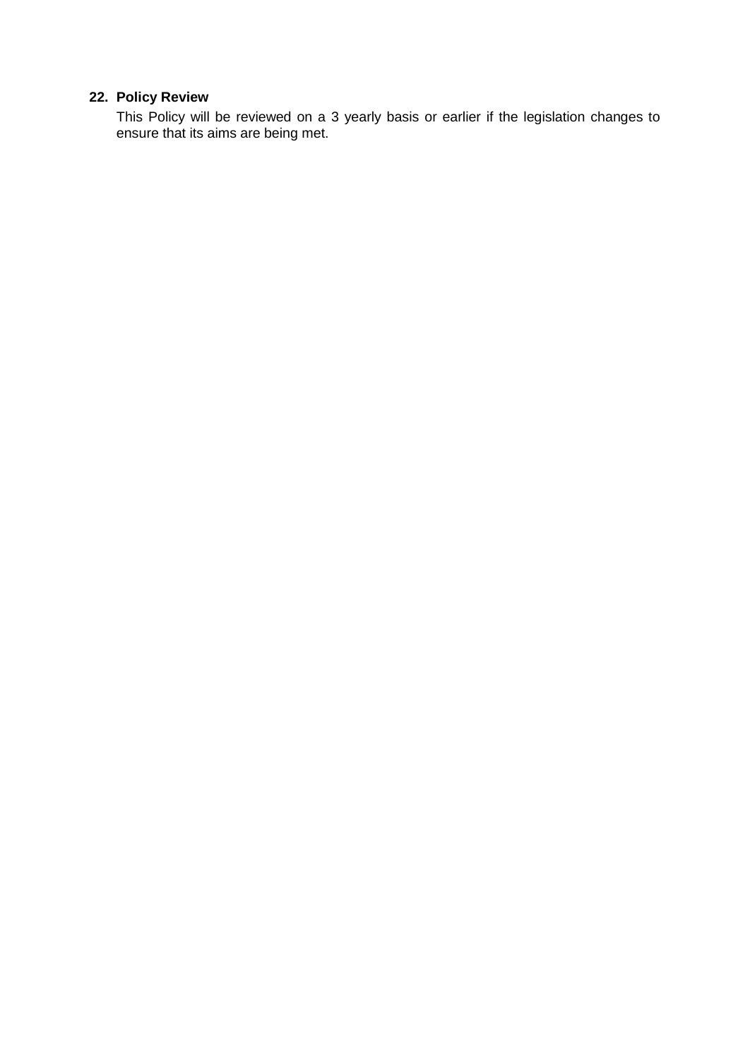## 22. Policy Review

This Policy will be reviewed on a 3 yearly basis or earlier if the legislation changes to ensure that its aims are being met.